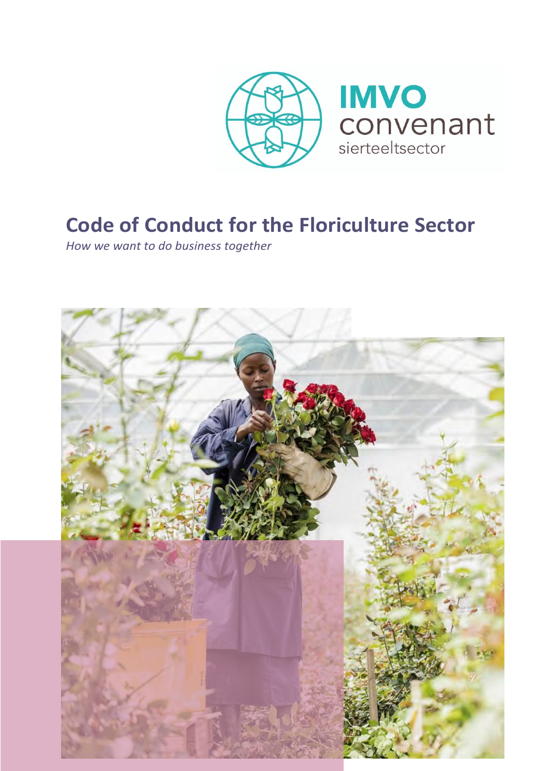IMVO convenant sierteeltsector

# Code of Conduct for the Floriculture Sector

*How we want to do business together*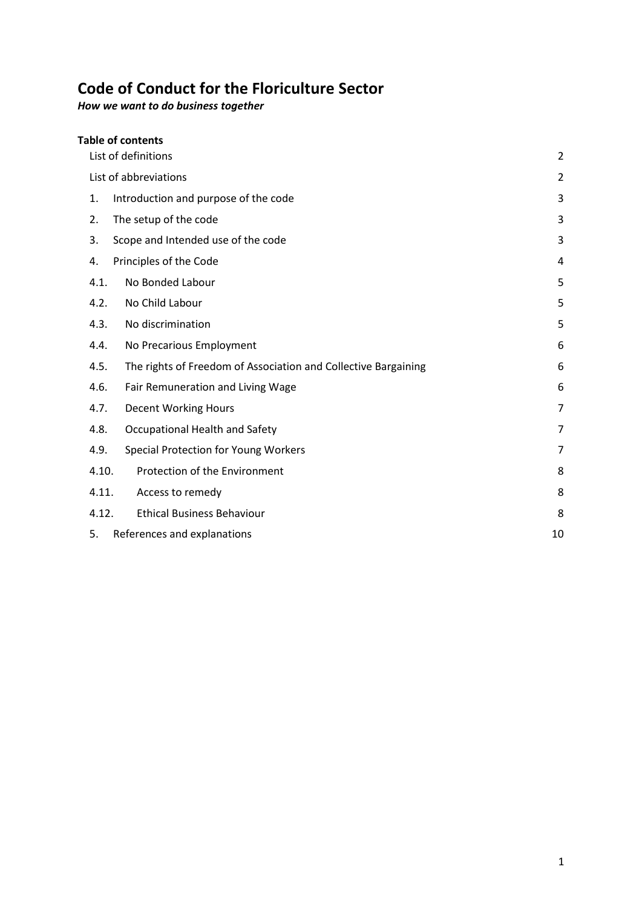# Code of Conduct for the Floriculture Sector

***How we want to do business together***

**Table of contents**

| | | |
|---|---|---|
| List of definitions | | 2 |
| List of abbreviations | | 2 |
| 1. | Introduction and purpose of the code | 3 |
| 2. | The setup of the code | 3 |
| 3. | Scope and Intended use of the code | 3 |
| 4. | Principles of the Code | 4 |
| 4.1. | No Bonded Labour | 5 |
| 4.2. | No Child Labour | 5 |
| 4.3. | No discrimination | 5 |
| 4.4. | No Precarious Employment | 6 |
| 4.5. | The rights of Freedom of Association and Collective Bargaining | 6 |
| 4.6. | Fair Remuneration and Living Wage | 6 |
| 4.7. | Decent Working Hours | 7 |
| 4.8. | Occupational Health and Safety | 7 |
| 4.9. | Special Protection for Young Workers | 7 |
| 4.10. | Protection of the Environment | 8 |
| 4.11. | Access to remedy | 8 |
| 4.12. | Ethical Business Behaviour | 8 |
| 5. | References and explanations | 10 |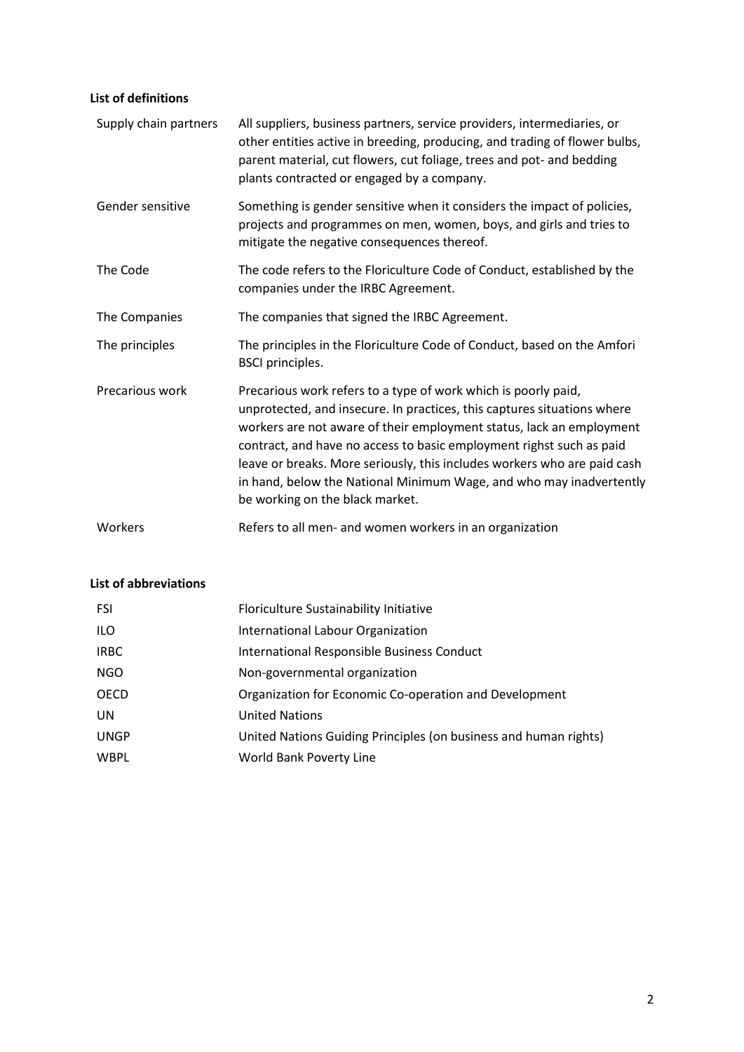**List of definitions**

| | |
|---|---|
| Supply chain partners | All suppliers, business partners, service providers, intermediaries, or other entities active in breeding, producing, and trading of flower bulbs, parent material, cut flowers, cut foliage, trees and pot- and bedding plants contracted or engaged by a company. |
| Gender sensitive | Something is gender sensitive when it considers the impact of policies, projects and programmes on men, women, boys, and girls and tries to mitigate the negative consequences thereof. |
| The Code | The code refers to the Floriculture Code of Conduct, established by the companies under the IRBC Agreement. |
| The Companies | The companies that signed the IRBC Agreement. |
| The principles | The principles in the Floriculture Code of Conduct, based on the Amfori BSCI principles. |
| Precarious work | Precarious work refers to a type of work which is poorly paid, unprotected, and insecure. In practices, this captures situations where workers are not aware of their employment status, lack an employment contract, and have no access to basic employment righst such as paid leave or breaks. More seriously, this includes workers who are paid cash in hand, below the National Minimum Wage, and who may inadvertently be working on the black market. |
| Workers | Refers to all men- and women workers in an organization |

**List of abbreviations**

| | |
|---|---|
| FSI | Floriculture Sustainability Initiative |
| ILO | International Labour Organization |
| IRBC | International Responsible Business Conduct |
| NGO | Non-governmental organization |
| OECD | Organization for Economic Co-operation and Development |
| UN | United Nations |
| UNGP | United Nations Guiding Principles (on business and human rights) |
| WBPL | World Bank Poverty Line |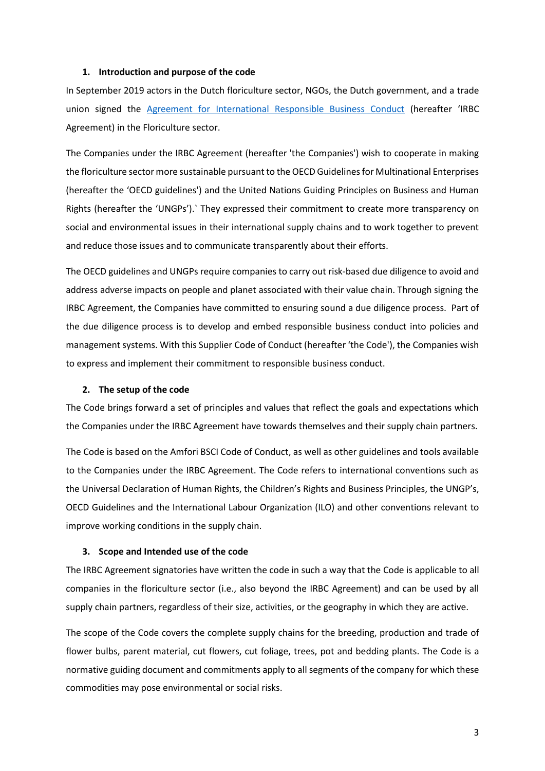## 1. Introduction and purpose of the code

In September 2019 actors in the Dutch floriculture sector, NGOs, the Dutch government, and a trade union signed the [Agreement for International Responsible Business Conduct] (hereafter 'IRBC Agreement) in the Floriculture sector.

The Companies under the IRBC Agreement (hereafter 'the Companies') wish to cooperate in making the floriculture sector more sustainable pursuant to the OECD Guidelines for Multinational Enterprises (hereafter the 'OECD guidelines') and the United Nations Guiding Principles on Business and Human Rights (hereafter the 'UNGPs').` They expressed their commitment to create more transparency on social and environmental issues in their international supply chains and to work together to prevent and reduce those issues and to communicate transparently about their efforts.

The OECD guidelines and UNGPs require companies to carry out risk-based due diligence to avoid and address adverse impacts on people and planet associated with their value chain. Through signing the IRBC Agreement, the Companies have committed to ensuring sound a due diligence process. Part of the due diligence process is to develop and embed responsible business conduct into policies and management systems. With this Supplier Code of Conduct (hereafter 'the Code'), the Companies wish to express and implement their commitment to responsible business conduct.

## 2. The setup of the code

The Code brings forward a set of principles and values that reflect the goals and expectations which the Companies under the IRBC Agreement have towards themselves and their supply chain partners.

The Code is based on the Amfori BSCI Code of Conduct, as well as other guidelines and tools available to the Companies under the IRBC Agreement. The Code refers to international conventions such as the Universal Declaration of Human Rights, the Children's Rights and Business Principles, the UNGP's, OECD Guidelines and the International Labour Organization (ILO) and other conventions relevant to improve working conditions in the supply chain.

## 3. Scope and Intended use of the code

The IRBC Agreement signatories have written the code in such a way that the Code is applicable to all companies in the floriculture sector (i.e., also beyond the IRBC Agreement) and can be used by all supply chain partners, regardless of their size, activities, or the geography in which they are active.

The scope of the Code covers the complete supply chains for the breeding, production and trade of flower bulbs, parent material, cut flowers, cut foliage, trees, pot and bedding plants. The Code is a normative guiding document and commitments apply to all segments of the company for which these commodities may pose environmental or social risks.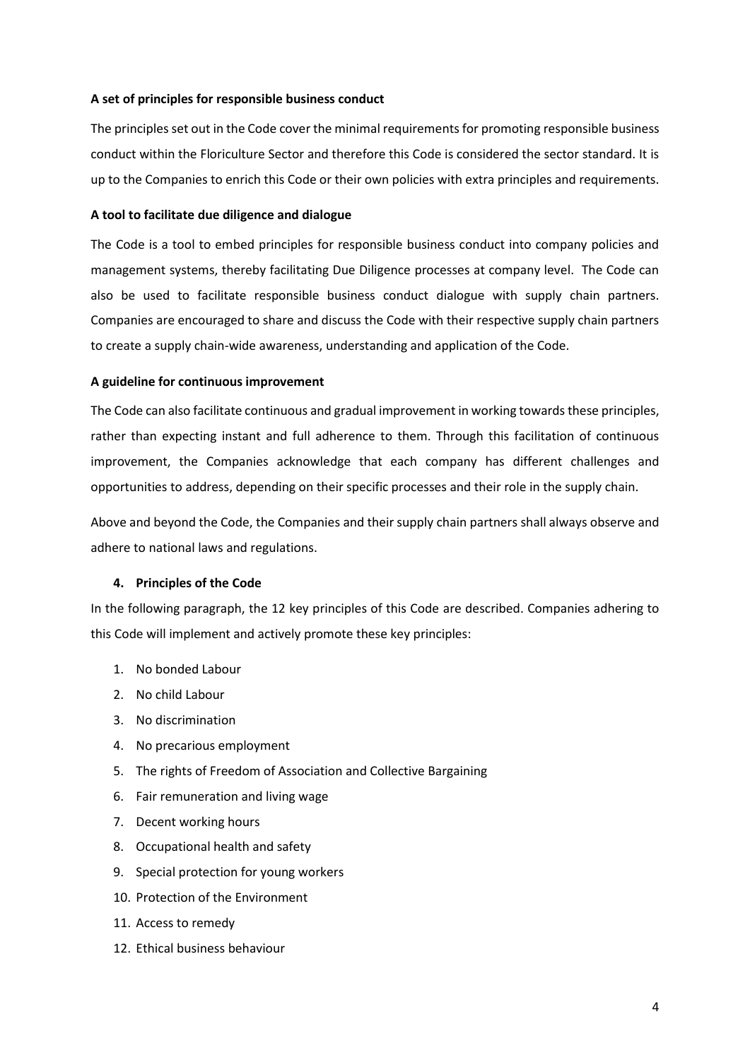**A set of principles for responsible business conduct**

The principles set out in the Code cover the minimal requirements for promoting responsible business conduct within the Floriculture Sector and therefore this Code is considered the sector standard. It is up to the Companies to enrich this Code or their own policies with extra principles and requirements.

**A tool to facilitate due diligence and dialogue**

The Code is a tool to embed principles for responsible business conduct into company policies and management systems, thereby facilitating Due Diligence processes at company level. The Code can also be used to facilitate responsible business conduct dialogue with supply chain partners. Companies are encouraged to share and discuss the Code with their respective supply chain partners to create a supply chain-wide awareness, understanding and application of the Code.

**A guideline for continuous improvement**

The Code can also facilitate continuous and gradual improvement in working towards these principles, rather than expecting instant and full adherence to them. Through this facilitation of continuous improvement, the Companies acknowledge that each company has different challenges and opportunities to address, depending on their specific processes and their role in the supply chain.

Above and beyond the Code, the Companies and their supply chain partners shall always observe and adhere to national laws and regulations.

## 4. Principles of the Code

In the following paragraph, the 12 key principles of this Code are described. Companies adhering to this Code will implement and actively promote these key principles:

1. No bonded Labour
2. No child Labour
3. No discrimination
4. No precarious employment
5. The rights of Freedom of Association and Collective Bargaining
6. Fair remuneration and living wage
7. Decent working hours
8. Occupational health and safety
9. Special protection for young workers
10. Protection of the Environment
11. Access to remedy
12. Ethical business behaviour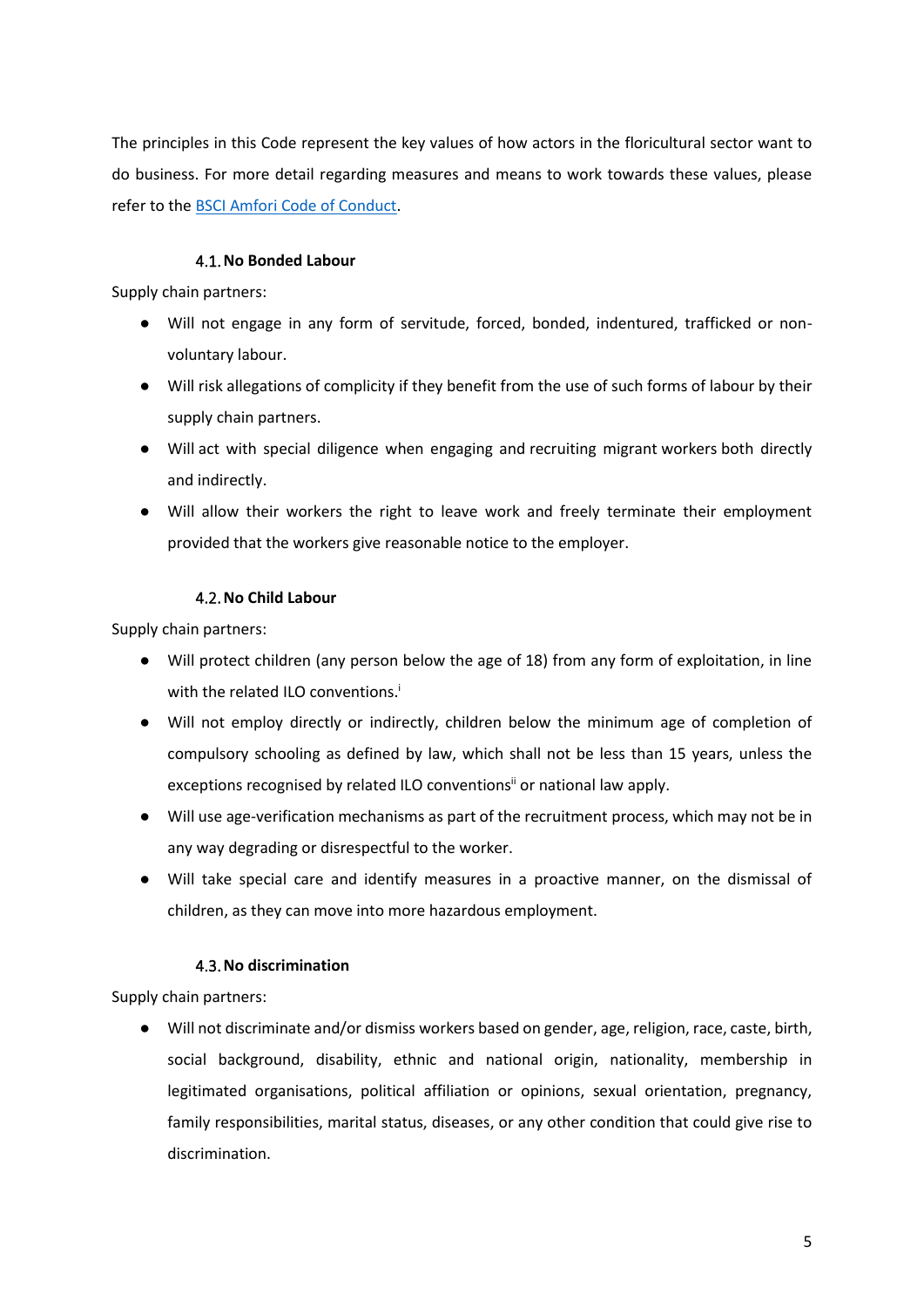The principles in this Code represent the key values of how actors in the floricultural sector want to do business. For more detail regarding measures and means to work towards these values, please refer to the [BSCI Amfori Code of Conduct](#).

### 4.1. No Bonded Labour

Supply chain partners:

- Will not engage in any form of servitude, forced, bonded, indentured, trafficked or non-voluntary labour.
- Will risk allegations of complicity if they benefit from the use of such forms of labour by their supply chain partners.
- Will act with special diligence when engaging and recruiting migrant workers both directly and indirectly.
- Will allow their workers the right to leave work and freely terminate their employment provided that the workers give reasonable notice to the employer.

### 4.2. No Child Labour

Supply chain partners:

- Will protect children (any person below the age of 18) from any form of exploitation, in line with the related ILO conventions.[i]
- Will not employ directly or indirectly, children below the minimum age of completion of compulsory schooling as defined by law, which shall not be less than 15 years, unless the exceptions recognised by related ILO conventions[ii] or national law apply.
- Will use age-verification mechanisms as part of the recruitment process, which may not be in any way degrading or disrespectful to the worker.
- Will take special care and identify measures in a proactive manner, on the dismissal of children, as they can move into more hazardous employment.

### 4.3. No discrimination

Supply chain partners:

- Will not discriminate and/or dismiss workers based on gender, age, religion, race, caste, birth, social background, disability, ethnic and national origin, nationality, membership in legitimated organisations, political affiliation or opinions, sexual orientation, pregnancy, family responsibilities, marital status, diseases, or any other condition that could give rise to discrimination.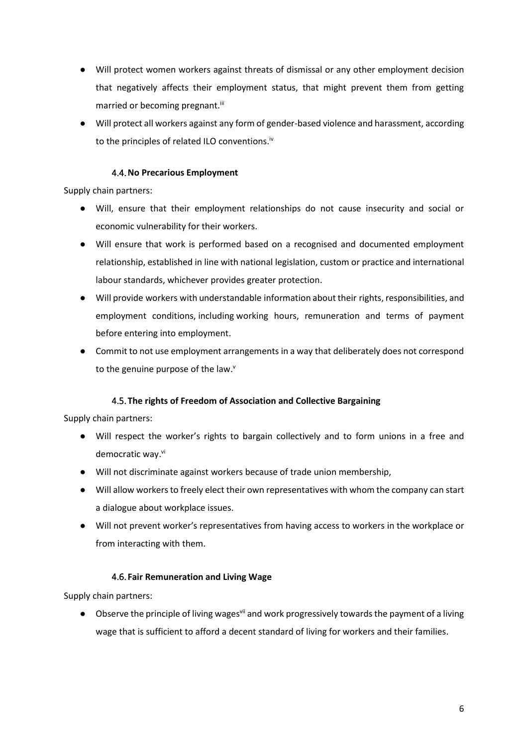- Will protect women workers against threats of dismissal or any other employment decision that negatively affects their employment status, that might prevent them from getting married or becoming pregnant.[iii]
- Will protect all workers against any form of gender-based violence and harassment, according to the principles of related ILO conventions.[iv]

### 4.4. No Precarious Employment

Supply chain partners:

- Will, ensure that their employment relationships do not cause insecurity and social or economic vulnerability for their workers.
- Will ensure that work is performed based on a recognised and documented employment relationship, established in line with national legislation, custom or practice and international labour standards, whichever provides greater protection.
- Will provide workers with understandable information about their rights, responsibilities, and employment conditions, including working hours, remuneration and terms of payment before entering into employment.
- Commit to not use employment arrangements in a way that deliberately does not correspond to the genuine purpose of the law.[v]

### 4.5. The rights of Freedom of Association and Collective Bargaining

Supply chain partners:

- Will respect the worker's rights to bargain collectively and to form unions in a free and democratic way.[vi]
- Will not discriminate against workers because of trade union membership,
- Will allow workers to freely elect their own representatives with whom the company can start a dialogue about workplace issues.
- Will not prevent worker's representatives from having access to workers in the workplace or from interacting with them.

### 4.6. Fair Remuneration and Living Wage

Supply chain partners:

- Observe the principle of living wages[vii] and work progressively towards the payment of a living wage that is sufficient to afford a decent standard of living for workers and their families.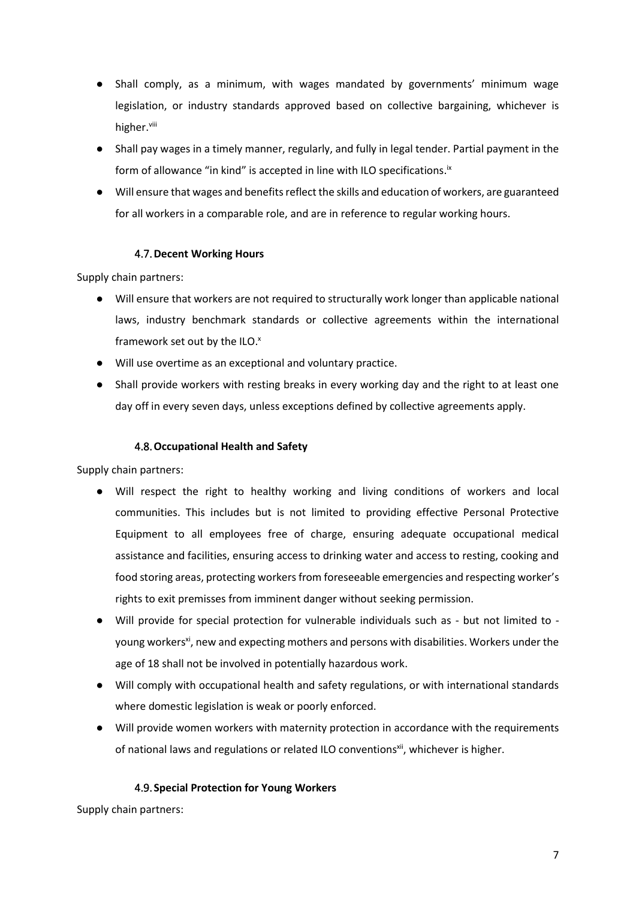- Shall comply, as a minimum, with wages mandated by governments' minimum wage legislation, or industry standards approved based on collective bargaining, whichever is higher.[viii]
- Shall pay wages in a timely manner, regularly, and fully in legal tender. Partial payment in the form of allowance "in kind" is accepted in line with ILO specifications.[ix]
- Will ensure that wages and benefits reflect the skills and education of workers, are guaranteed for all workers in a comparable role, and are in reference to regular working hours.

### 4.7. Decent Working Hours

Supply chain partners:

- Will ensure that workers are not required to structurally work longer than applicable national laws, industry benchmark standards or collective agreements within the international framework set out by the ILO.[x]
- Will use overtime as an exceptional and voluntary practice.
- Shall provide workers with resting breaks in every working day and the right to at least one day off in every seven days, unless exceptions defined by collective agreements apply.

### 4.8. Occupational Health and Safety

Supply chain partners:

- Will respect the right to healthy working and living conditions of workers and local communities. This includes but is not limited to providing effective Personal Protective Equipment to all employees free of charge, ensuring adequate occupational medical assistance and facilities, ensuring access to drinking water and access to resting, cooking and food storing areas, protecting workers from foreseeable emergencies and respecting worker's rights to exit premisses from imminent danger without seeking permission.
- Will provide for special protection for vulnerable individuals such as - but not limited to - young workers[xi], new and expecting mothers and persons with disabilities. Workers under the age of 18 shall not be involved in potentially hazardous work.
- Will comply with occupational health and safety regulations, or with international standards where domestic legislation is weak or poorly enforced.
- Will provide women workers with maternity protection in accordance with the requirements of national laws and regulations or related ILO conventions[xii], whichever is higher.

### 4.9. Special Protection for Young Workers

Supply chain partners: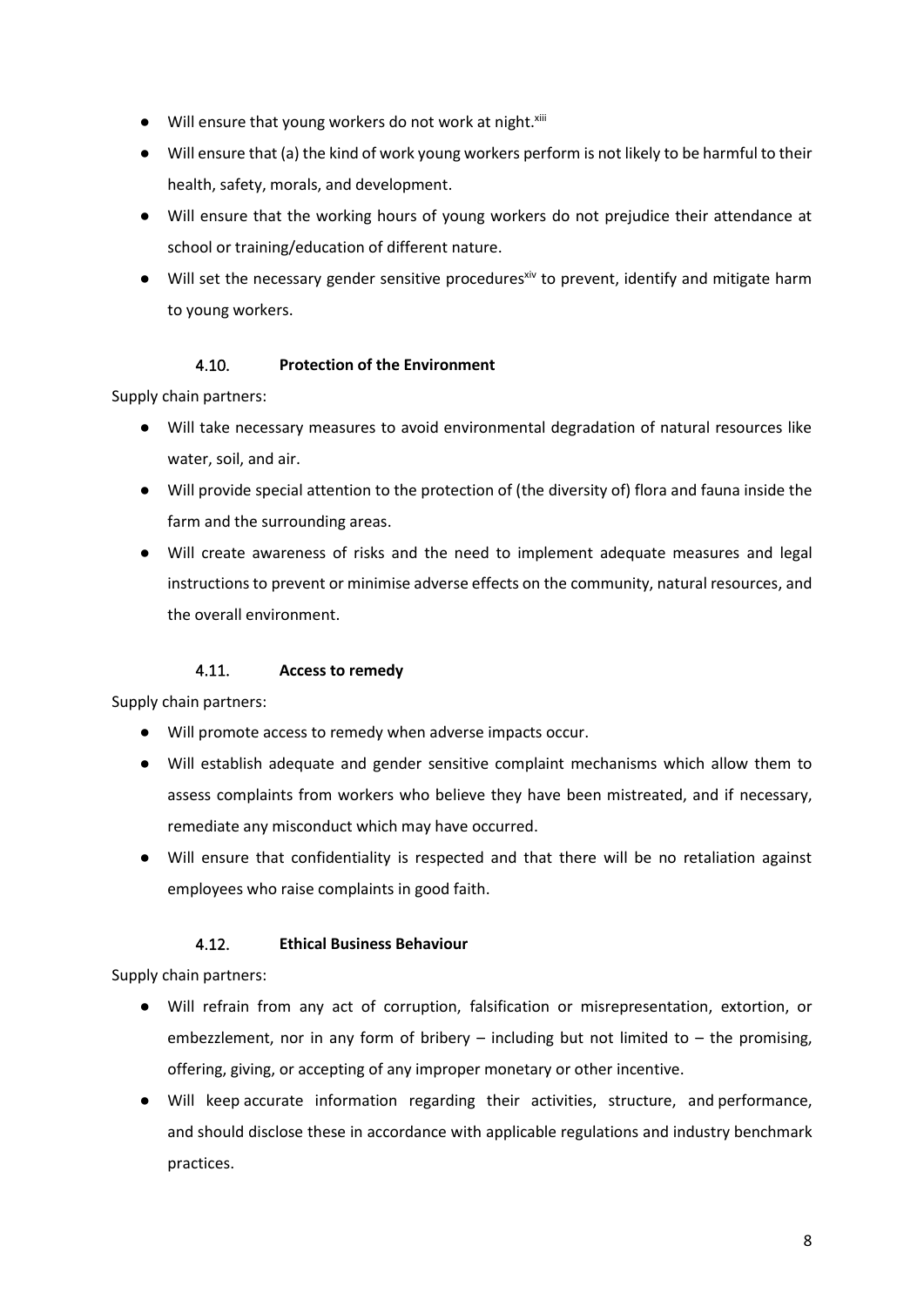- Will ensure that young workers do not work at night.[xiii]
- Will ensure that (a) the kind of work young workers perform is not likely to be harmful to their health, safety, morals, and development.
- Will ensure that the working hours of young workers do not prejudice their attendance at school or training/education of different nature.
- Will set the necessary gender sensitive procedures[xiv] to prevent, identify and mitigate harm to young workers.

### 4.10. Protection of the Environment

Supply chain partners:

- Will take necessary measures to avoid environmental degradation of natural resources like water, soil, and air.
- Will provide special attention to the protection of (the diversity of) flora and fauna inside the farm and the surrounding areas.
- Will create awareness of risks and the need to implement adequate measures and legal instructions to prevent or minimise adverse effects on the community, natural resources, and the overall environment.

### 4.11. Access to remedy

Supply chain partners:

- Will promote access to remedy when adverse impacts occur.
- Will establish adequate and gender sensitive complaint mechanisms which allow them to assess complaints from workers who believe they have been mistreated, and if necessary, remediate any misconduct which may have occurred.
- Will ensure that confidentiality is respected and that there will be no retaliation against employees who raise complaints in good faith.

### 4.12. Ethical Business Behaviour

Supply chain partners:

- Will refrain from any act of corruption, falsification or misrepresentation, extortion, or embezzlement, nor in any form of bribery – including but not limited to – the promising, offering, giving, or accepting of any improper monetary or other incentive.
- Will keep accurate information regarding their activities, structure, and performance, and should disclose these in accordance with applicable regulations and industry benchmark practices.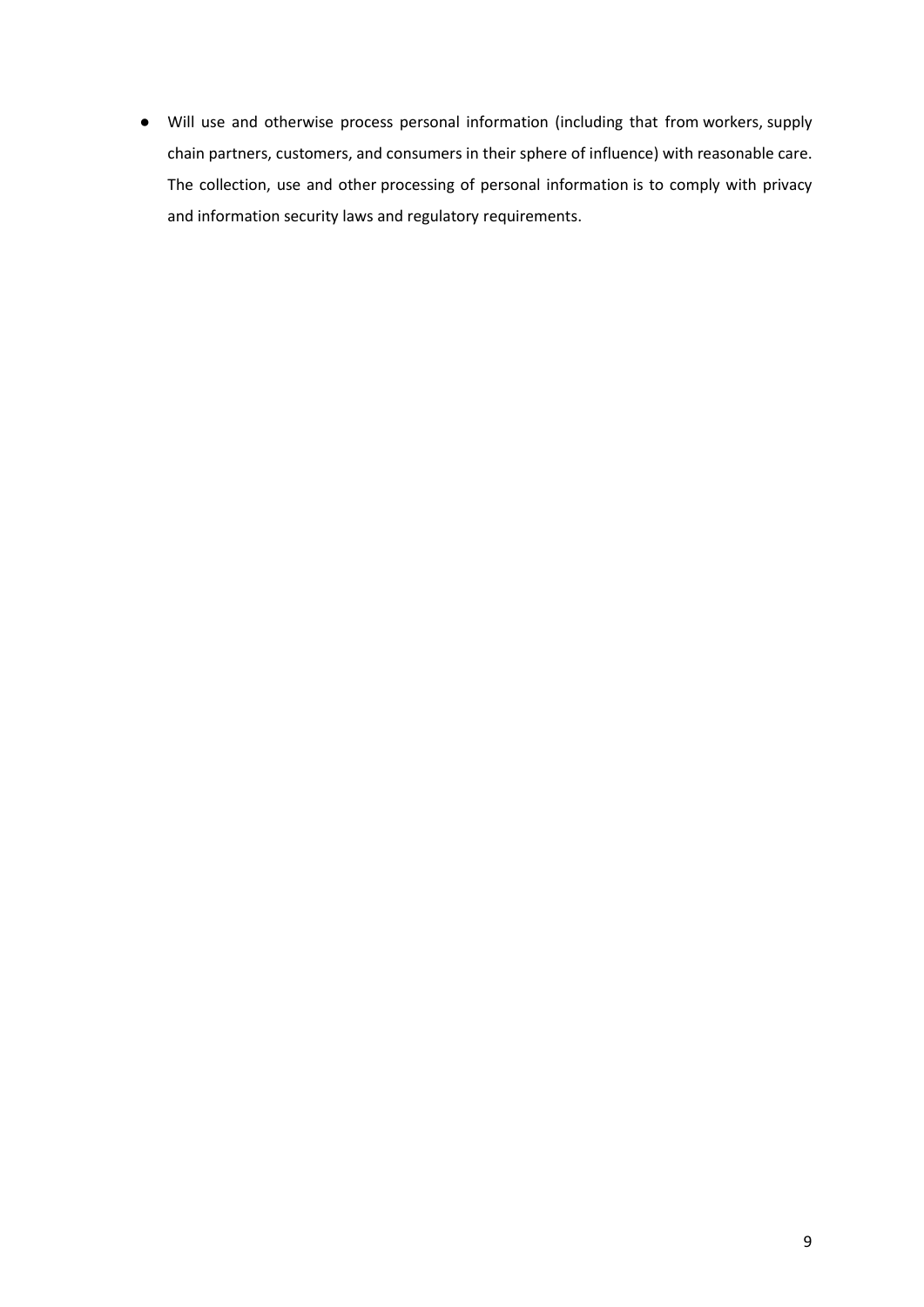- Will use and otherwise process personal information (including that from workers, supply chain partners, customers, and consumers in their sphere of influence) with reasonable care. The collection, use and other processing of personal information is to comply with privacy and information security laws and regulatory requirements.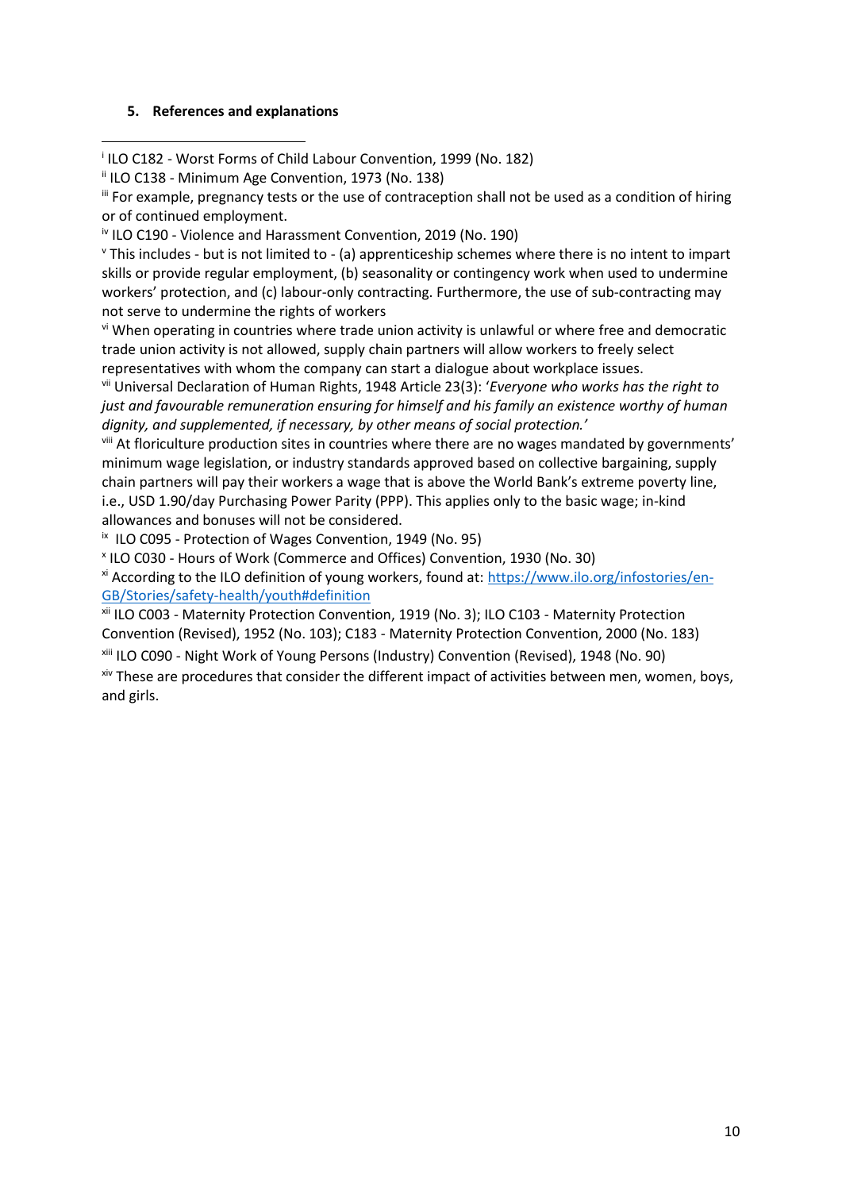### 5. References and explanations

[i] ILO C182 - Worst Forms of Child Labour Convention, 1999 (No. 182)

[ii] ILO C138 - Minimum Age Convention, 1973 (No. 138)

[iii] For example, pregnancy tests or the use of contraception shall not be used as a condition of hiring or of continued employment.

[iv] ILO C190 - Violence and Harassment Convention, 2019 (No. 190)

[v] This includes - but is not limited to - (a) apprenticeship schemes where there is no intent to impart skills or provide regular employment, (b) seasonality or contingency work when used to undermine workers' protection, and (c) labour-only contracting. Furthermore, the use of sub-contracting may not serve to undermine the rights of workers

[vi] When operating in countries where trade union activity is unlawful or where free and democratic trade union activity is not allowed, supply chain partners will allow workers to freely select representatives with whom the company can start a dialogue about workplace issues.

[vii] Universal Declaration of Human Rights, 1948 Article 23(3): '*Everyone who works has the right to just and favourable remuneration ensuring for himself and his family an existence worthy of human dignity, and supplemented, if necessary, by other means of social protection.*'

[viii] At floriculture production sites in countries where there are no wages mandated by governments' minimum wage legislation, or industry standards approved based on collective bargaining, supply chain partners will pay their workers a wage that is above the World Bank's extreme poverty line, i.e., USD 1.90/day Purchasing Power Parity (PPP). This applies only to the basic wage; in-kind allowances and bonuses will not be considered.

[ix] ILO C095 - Protection of Wages Convention, 1949 (No. 95)

[x] ILO C030 - Hours of Work (Commerce and Offices) Convention, 1930 (No. 30)

[xi] According to the ILO definition of young workers, found at: [https://www.ilo.org/infostories/en-GB/Stories/safety-health/youth#definition](https://www.ilo.org/infostories/en-GB/Stories/safety-health/youth#definition)

[xii] ILO C003 - Maternity Protection Convention, 1919 (No. 3); ILO C103 - Maternity Protection Convention (Revised), 1952 (No. 103); C183 - Maternity Protection Convention, 2000 (No. 183)

[xiii] ILO C090 - Night Work of Young Persons (Industry) Convention (Revised), 1948 (No. 90)

[xiv] These are procedures that consider the different impact of activities between men, women, boys, and girls.